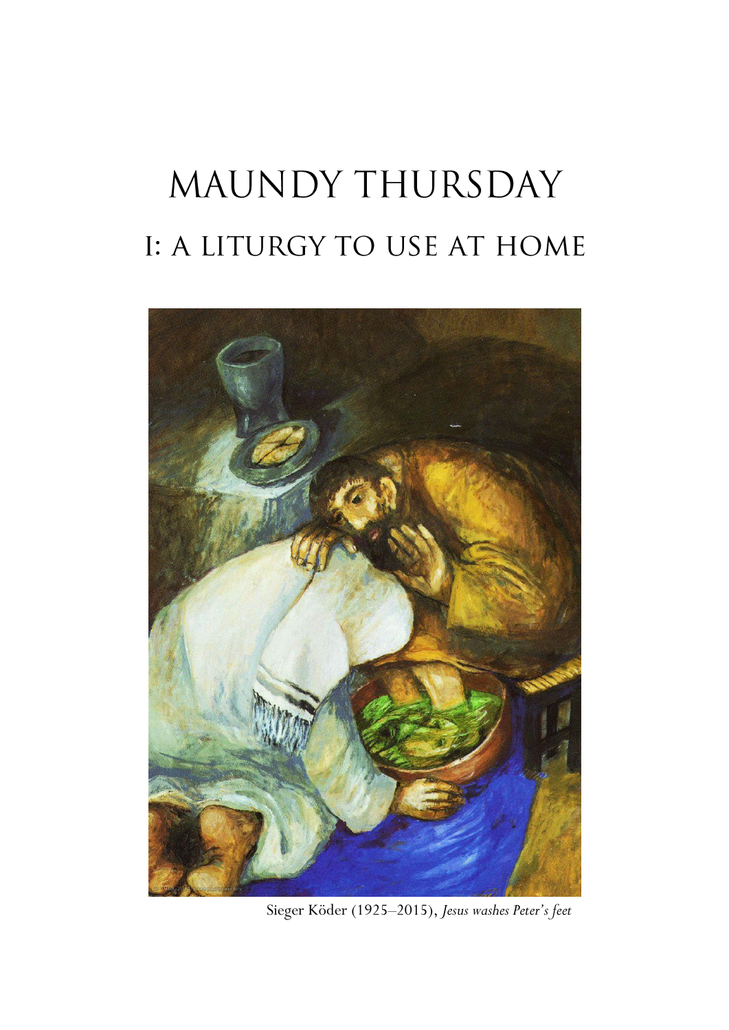# MAUNDY THURSDAY

## I: A LITURGY TO USE AT HOME

Sieger Köder (1925–2015), *Jesus washes Peter's feet*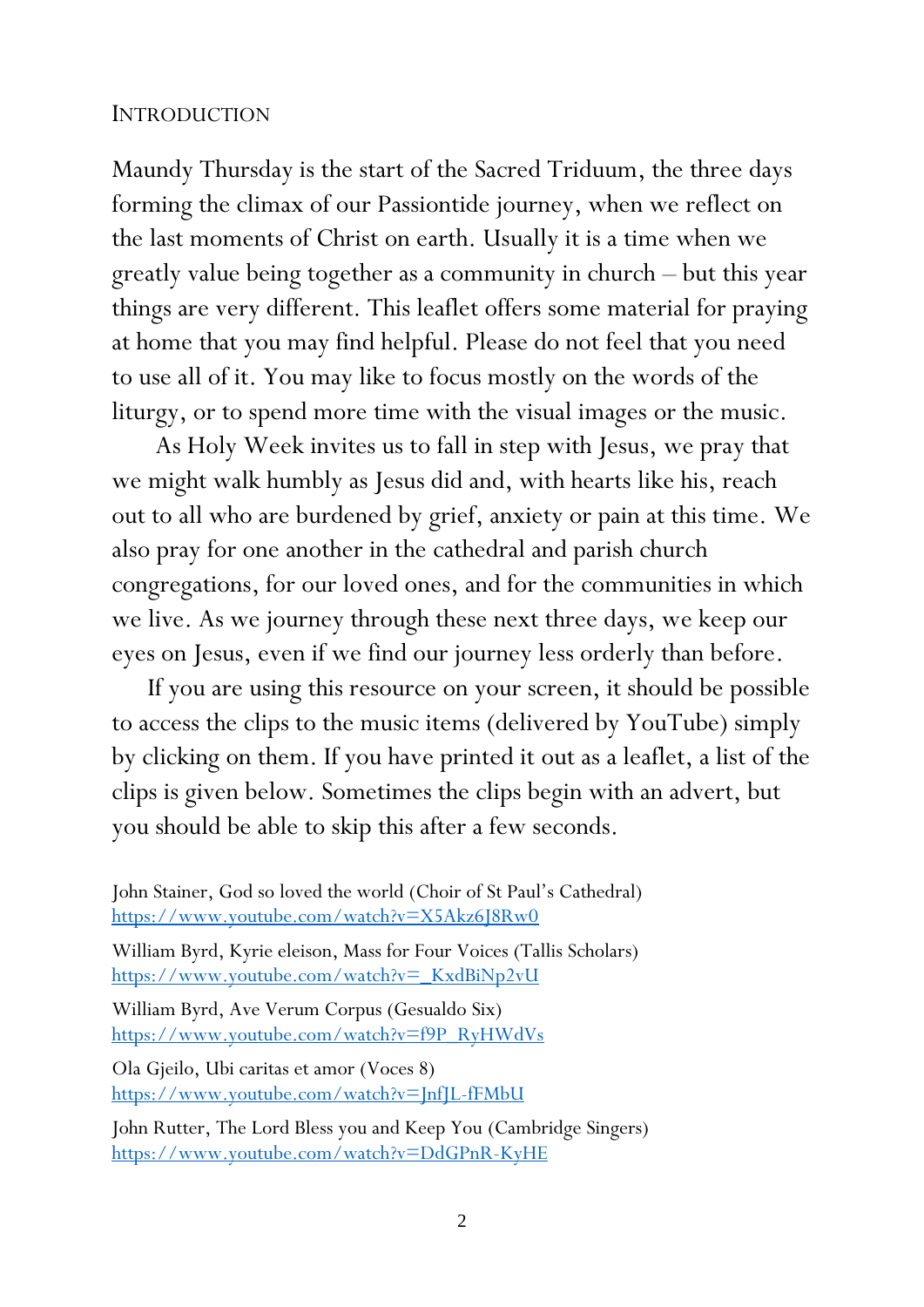## Introduction

Maundy Thursday is the start of the Sacred Triduum, the three days forming the climax of our Passiontide journey, when we reflect on the last moments of Christ on earth. Usually it is a time when we greatly value being together as a community in church – but this year things are very different. This leaflet offers some material for praying at home that you may find helpful. Please do not feel that you need to use all of it. You may like to focus mostly on the words of the liturgy, or to spend more time with the visual images or the music.

As Holy Week invites us to fall in step with Jesus, we pray that we might walk humbly as Jesus did and, with hearts like his, reach out to all who are burdened by grief, anxiety or pain at this time. We also pray for one another in the cathedral and parish church congregations, for our loved ones, and for the communities in which we live. As we journey through these next three days, we keep our eyes on Jesus, even if we find our journey less orderly than before.

If you are using this resource on your screen, it should be possible to access the clips to the music items (delivered by YouTube) simply by clicking on them. If you have printed it out as a leaflet, a list of the clips is given below. Sometimes the clips begin with an advert, but you should be able to skip this after a few seconds.

John Stainer, God so loved the world (Choir of St Paul's Cathedral)
https://www.youtube.com/watch?v=X5Akz6J8Rw0

William Byrd, Kyrie eleison, Mass for Four Voices (Tallis Scholars)
https://www.youtube.com/watch?v=_KxdBiNp2vU

William Byrd, Ave Verum Corpus (Gesualdo Six)
https://www.youtube.com/watch?v=f9P_RyHWdVs

Ola Gjeilo, Ubi caritas et amor (Voces 8)
https://www.youtube.com/watch?v=JnfJL-fFMbU

John Rutter, The Lord Bless you and Keep You (Cambridge Singers)
https://www.youtube.com/watch?v=DdGPnR-KyHE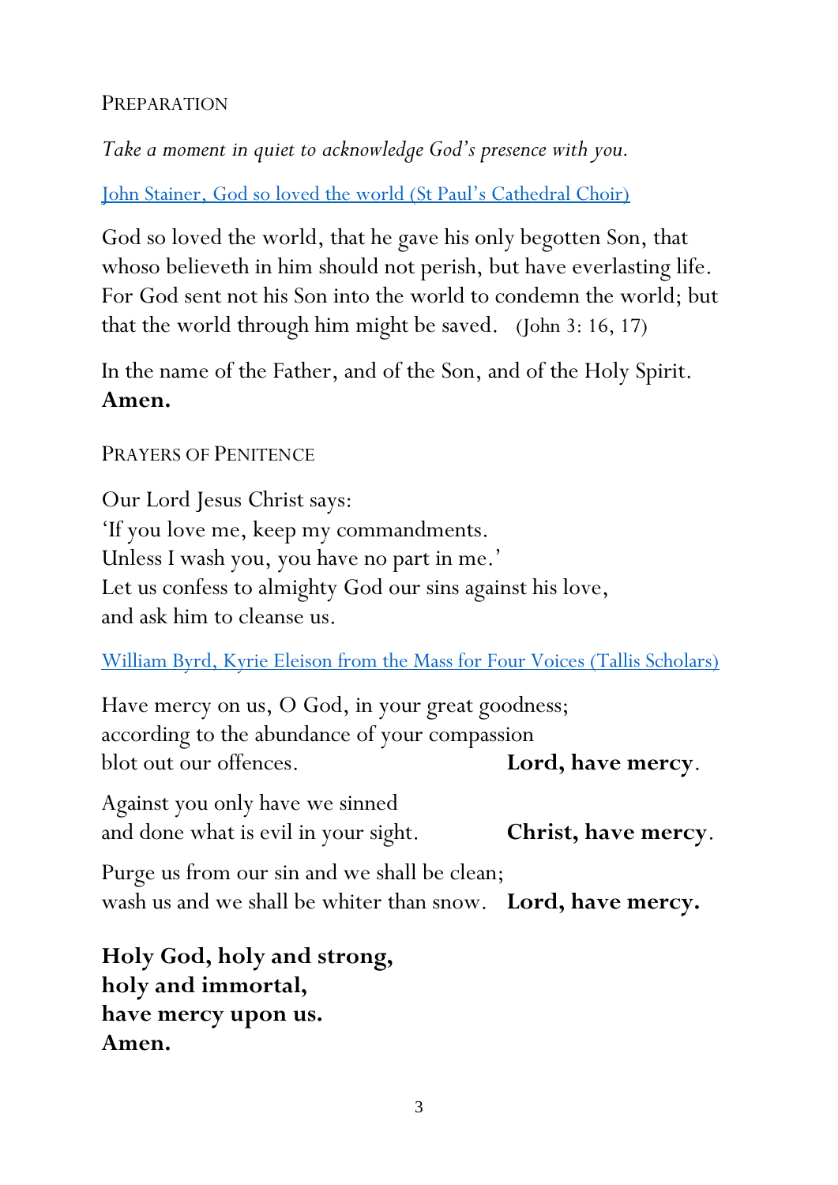## Preparation

*Take a moment in quiet to acknowledge God's presence with you.*

John Stainer, God so loved the world (St Paul's Cathedral Choir)

God so loved the world, that he gave his only begotten Son, that whoso believeth in him should not perish, but have everlasting life. For God sent not his Son into the world to condemn the world; but that the world through him might be saved. (John 3: 16, 17)

In the name of the Father, and of the Son, and of the Holy Spirit.
**Amen.**

## Prayers of Penitence

Our Lord Jesus Christ says:
'If you love me, keep my commandments.
Unless I wash you, you have no part in me.'
Let us confess to almighty God our sins against his love,
and ask him to cleanse us.

William Byrd, Kyrie Eleison from the Mass for Four Voices (Tallis Scholars)

Have mercy on us, O God, in your great goodness;
according to the abundance of your compassion
blot out our offences. **Lord, have mercy**.

Against you only have we sinned
and done what is evil in your sight. **Christ, have mercy**.

Purge us from our sin and we shall be clean;
wash us and we shall be whiter than snow. **Lord, have mercy.**

**Holy God, holy and strong,**
**holy and immortal,**
**have mercy upon us.**
**Amen.**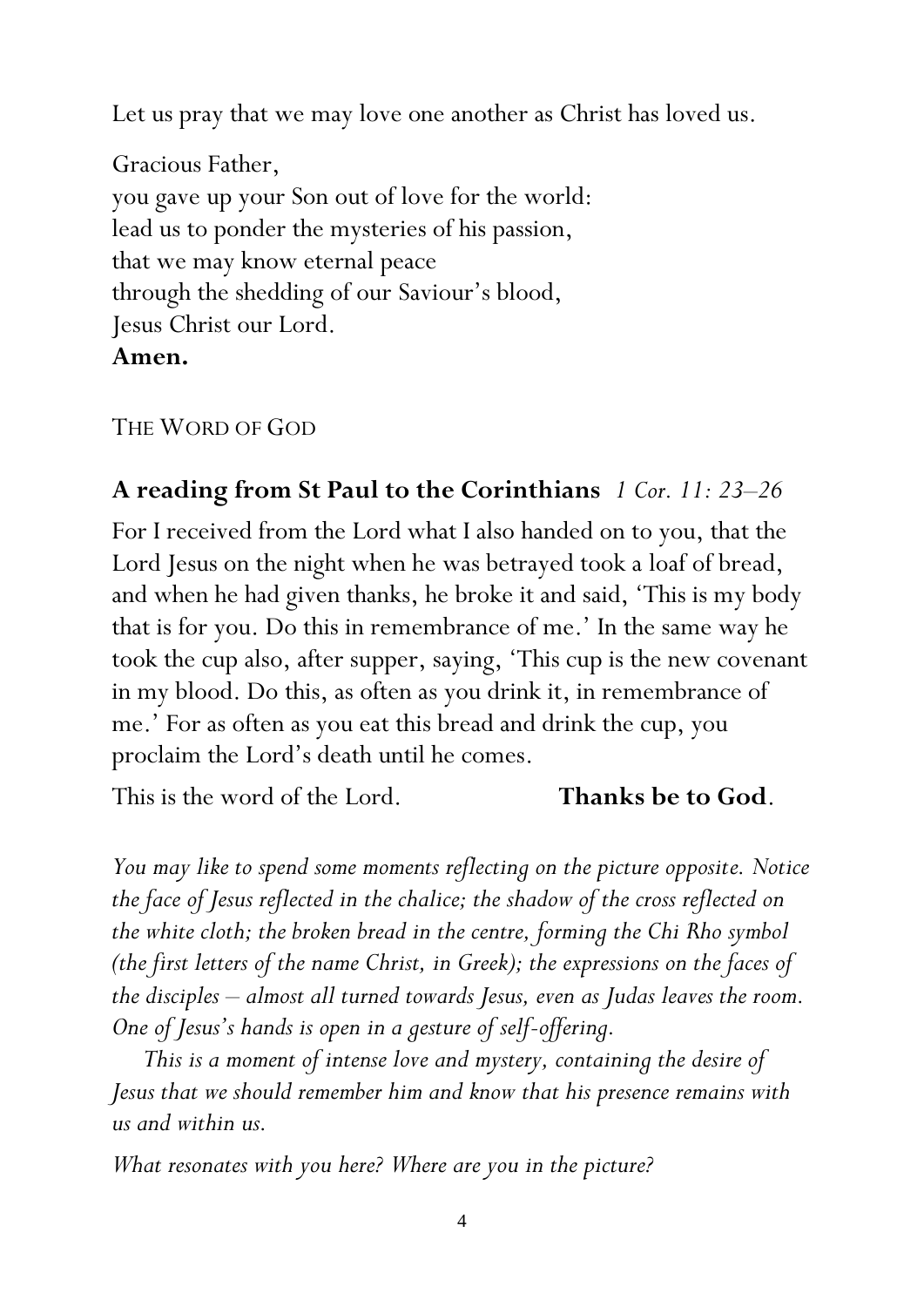Let us pray that we may love one another as Christ has loved us.

Gracious Father,
you gave up your Son out of love for the world:
lead us to ponder the mysteries of his passion,
that we may know eternal peace
through the shedding of our Saviour's blood,
Jesus Christ our Lord.
**Amen.**

## THE WORD OF GOD

### A reading from St Paul to the Corinthians *1 Cor. 11: 23–26*

For I received from the Lord what I also handed on to you, that the Lord Jesus on the night when he was betrayed took a loaf of bread, and when he had given thanks, he broke it and said, 'This is my body that is for you. Do this in remembrance of me.' In the same way he took the cup also, after supper, saying, 'This cup is the new covenant in my blood. Do this, as often as you drink it, in remembrance of me.' For as often as you eat this bread and drink the cup, you proclaim the Lord's death until he comes.

This is the word of the Lord. **Thanks be to God**.

*You may like to spend some moments reflecting on the picture opposite. Notice the face of Jesus reflected in the chalice; the shadow of the cross reflected on the white cloth; the broken bread in the centre, forming the Chi Rho symbol (the first letters of the name Christ, in Greek); the expressions on the faces of the disciples – almost all turned towards Jesus, even as Judas leaves the room. One of Jesus's hands is open in a gesture of self-offering.*

*This is a moment of intense love and mystery, containing the desire of Jesus that we should remember him and know that his presence remains with us and within us.*

*What resonates with you here? Where are you in the picture?*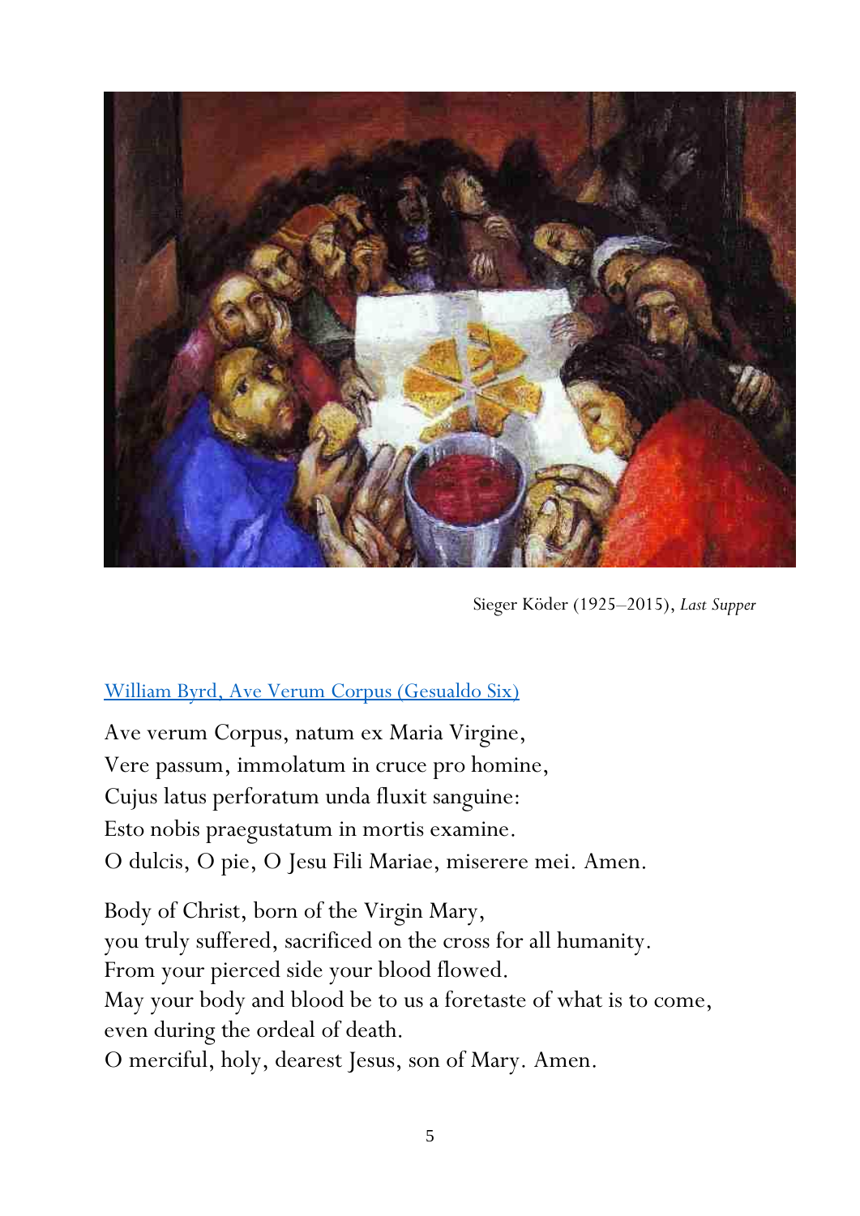Sieger Köder (1925–2015), *Last Supper*

William Byrd, Ave Verum Corpus (Gesualdo Six)

Ave verum Corpus, natum ex Maria Virgine,
Vere passum, immolatum in cruce pro homine,
Cujus latus perforatum unda fluxit sanguine:
Esto nobis praegustatum in mortis examine.
O dulcis, O pie, O Jesu Fili Mariae, miserere mei. Amen.

Body of Christ, born of the Virgin Mary,
you truly suffered, sacrificed on the cross for all humanity.
From your pierced side your blood flowed.
May your body and blood be to us a foretaste of what is to come,
even during the ordeal of death.
O merciful, holy, dearest Jesus, son of Mary. Amen.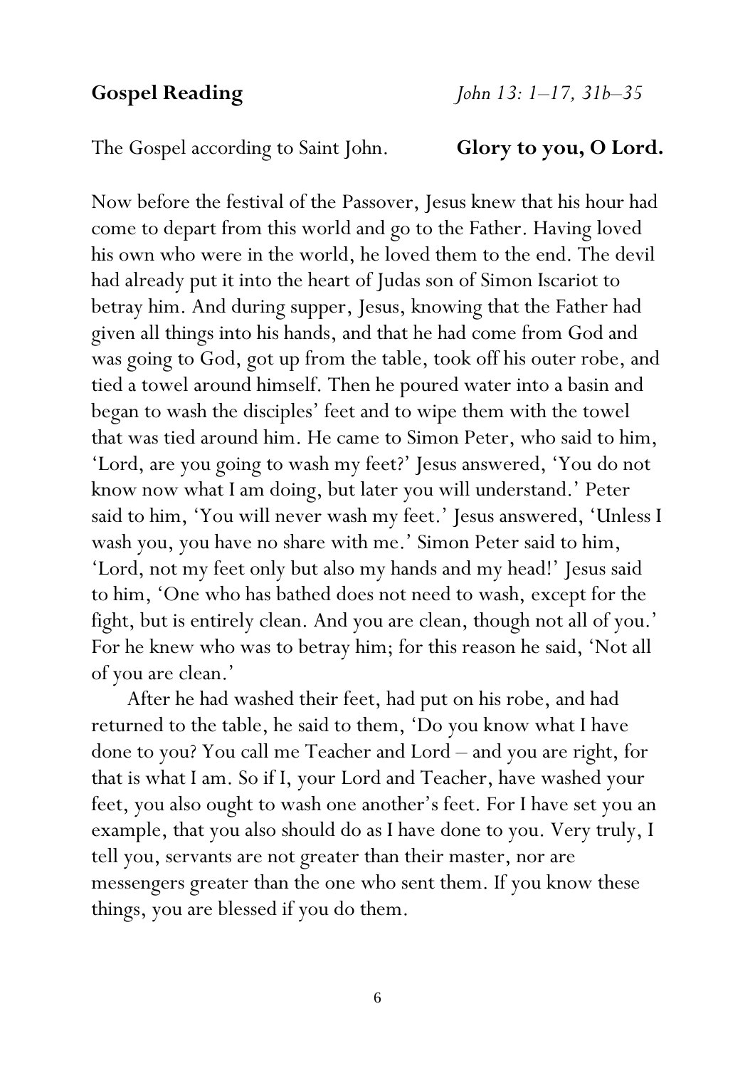**Gospel Reading** *John 13: 1–17, 31b–35*

The Gospel according to Saint John. **Glory to you, O Lord.**

Now before the festival of the Passover, Jesus knew that his hour had come to depart from this world and go to the Father. Having loved his own who were in the world, he loved them to the end. The devil had already put it into the heart of Judas son of Simon Iscariot to betray him. And during supper, Jesus, knowing that the Father had given all things into his hands, and that he had come from God and was going to God, got up from the table, took off his outer robe, and tied a towel around himself. Then he poured water into a basin and began to wash the disciples' feet and to wipe them with the towel that was tied around him. He came to Simon Peter, who said to him, 'Lord, are you going to wash my feet?' Jesus answered, 'You do not know now what I am doing, but later you will understand.' Peter said to him, 'You will never wash my feet.' Jesus answered, 'Unless I wash you, you have no share with me.' Simon Peter said to him, 'Lord, not my feet only but also my hands and my head!' Jesus said to him, 'One who has bathed does not need to wash, except for the fight, but is entirely clean. And you are clean, though not all of you.' For he knew who was to betray him; for this reason he said, 'Not all of you are clean.'

After he had washed their feet, had put on his robe, and had returned to the table, he said to them, 'Do you know what I have done to you? You call me Teacher and Lord – and you are right, for that is what I am. So if I, your Lord and Teacher, have washed your feet, you also ought to wash one another's feet. For I have set you an example, that you also should do as I have done to you. Very truly, I tell you, servants are not greater than their master, nor are messengers greater than the one who sent them. If you know these things, you are blessed if you do them.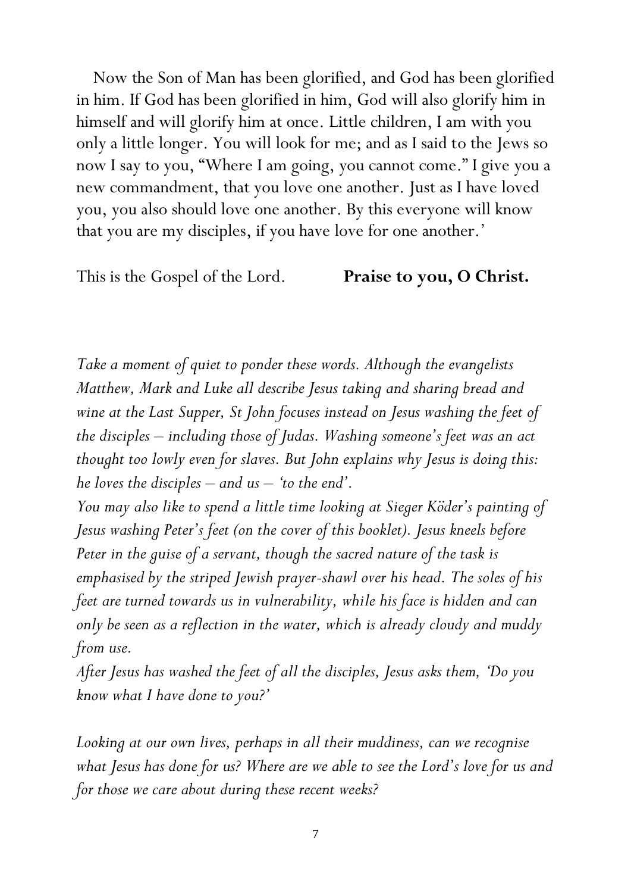Now the Son of Man has been glorified, and God has been glorified in him. If God has been glorified in him, God will also glorify him in himself and will glorify him at once. Little children, I am with you only a little longer. You will look for me; and as I said to the Jews so now I say to you, "Where I am going, you cannot come." I give you a new commandment, that you love one another. Just as I have loved you, you also should love one another. By this everyone will know that you are my disciples, if you have love for one another.'

This is the Gospel of the Lord. **Praise to you, O Christ.**

*Take a moment of quiet to ponder these words. Although the evangelists Matthew, Mark and Luke all describe Jesus taking and sharing bread and wine at the Last Supper, St John focuses instead on Jesus washing the feet of the disciples – including those of Judas. Washing someone's feet was an act thought too lowly even for slaves. But John explains why Jesus is doing this: he loves the disciples – and us – 'to the end'.*

*You may also like to spend a little time looking at Sieger Köder's painting of Jesus washing Peter's feet (on the cover of this booklet). Jesus kneels before Peter in the guise of a servant, though the sacred nature of the task is emphasised by the striped Jewish prayer-shawl over his head. The soles of his feet are turned towards us in vulnerability, while his face is hidden and can only be seen as a reflection in the water, which is already cloudy and muddy from use.*

*After Jesus has washed the feet of all the disciples, Jesus asks them, 'Do you know what I have done to you?'*

*Looking at our own lives, perhaps in all their muddiness, can we recognise what Jesus has done for us? Where are we able to see the Lord's love for us and for those we care about during these recent weeks?*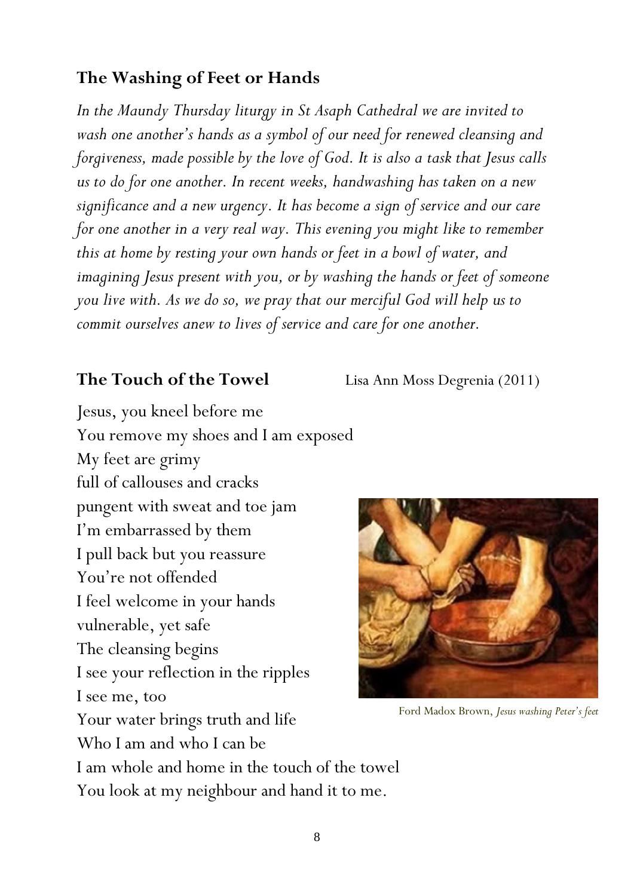## The Washing of Feet or Hands

*In the Maundy Thursday liturgy in St Asaph Cathedral we are invited to wash one another's hands as a symbol of our need for renewed cleansing and forgiveness, made possible by the love of God. It is also a task that Jesus calls us to do for one another. In recent weeks, handwashing has taken on a new significance and a new urgency. It has become a sign of service and our care for one another in a very real way. This evening you might like to remember this at home by resting your own hands or feet in a bowl of water, and imagining Jesus present with you, or by washing the hands or feet of someone you live with. As we do so, we pray that our merciful God will help us to commit ourselves anew to lives of service and care for one another.*

## The Touch of the Towel

Lisa Ann Moss Degrenia (2011)

Jesus, you kneel before me  
You remove my shoes and I am exposed  
My feet are grimy  
full of callouses and cracks  
pungent with sweat and toe jam  
I'm embarrassed by them  
I pull back but you reassure  
You're not offended  
I feel welcome in your hands  
vulnerable, yet safe  
The cleansing begins  
I see your reflection in the ripples  
I see me, too  
Your water brings truth and life  
Who I am and who I can be  
I am whole and home in the touch of the towel  
You look at my neighbour and hand it to me.

Ford Madox Brown, *Jesus washing Peter's feet*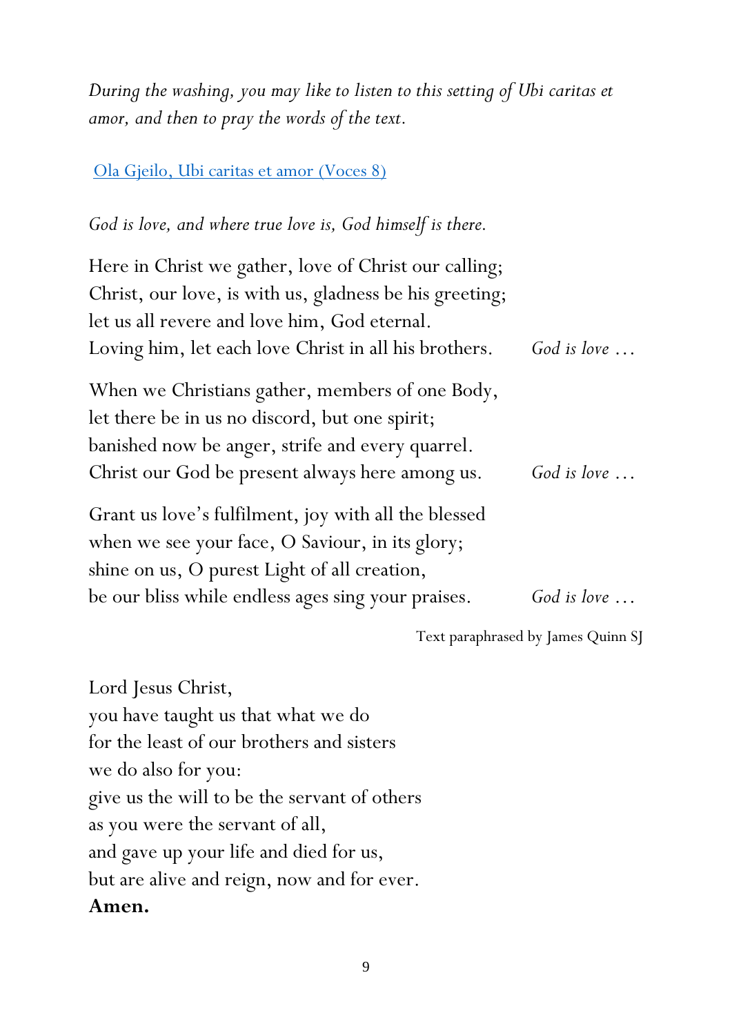*During the washing, you may like to listen to this setting of Ubi caritas et amor, and then to pray the words of the text.*

Ola Gjeilo, Ubi caritas et amor (Voces 8)

*God is love, and where true love is, God himself is there.*

Here in Christ we gather, love of Christ our calling;
Christ, our love, is with us, gladness be his greeting;
let us all revere and love him, God eternal.
Loving him, let each love Christ in all his brothers. *God is love …*

When we Christians gather, members of one Body,
let there be in us no discord, but one spirit;
banished now be anger, strife and every quarrel.
Christ our God be present always here among us. *God is love …*

Grant us love's fulfilment, joy with all the blessed
when we see your face, O Saviour, in its glory;
shine on us, O purest Light of all creation,
be our bliss while endless ages sing your praises. *God is love …*

Text paraphrased by James Quinn SJ

Lord Jesus Christ,
you have taught us that what we do
for the least of our brothers and sisters
we do also for you:
give us the will to be the servant of others
as you were the servant of all,
and gave up your life and died for us,
but are alive and reign, now and for ever.
**Amen.**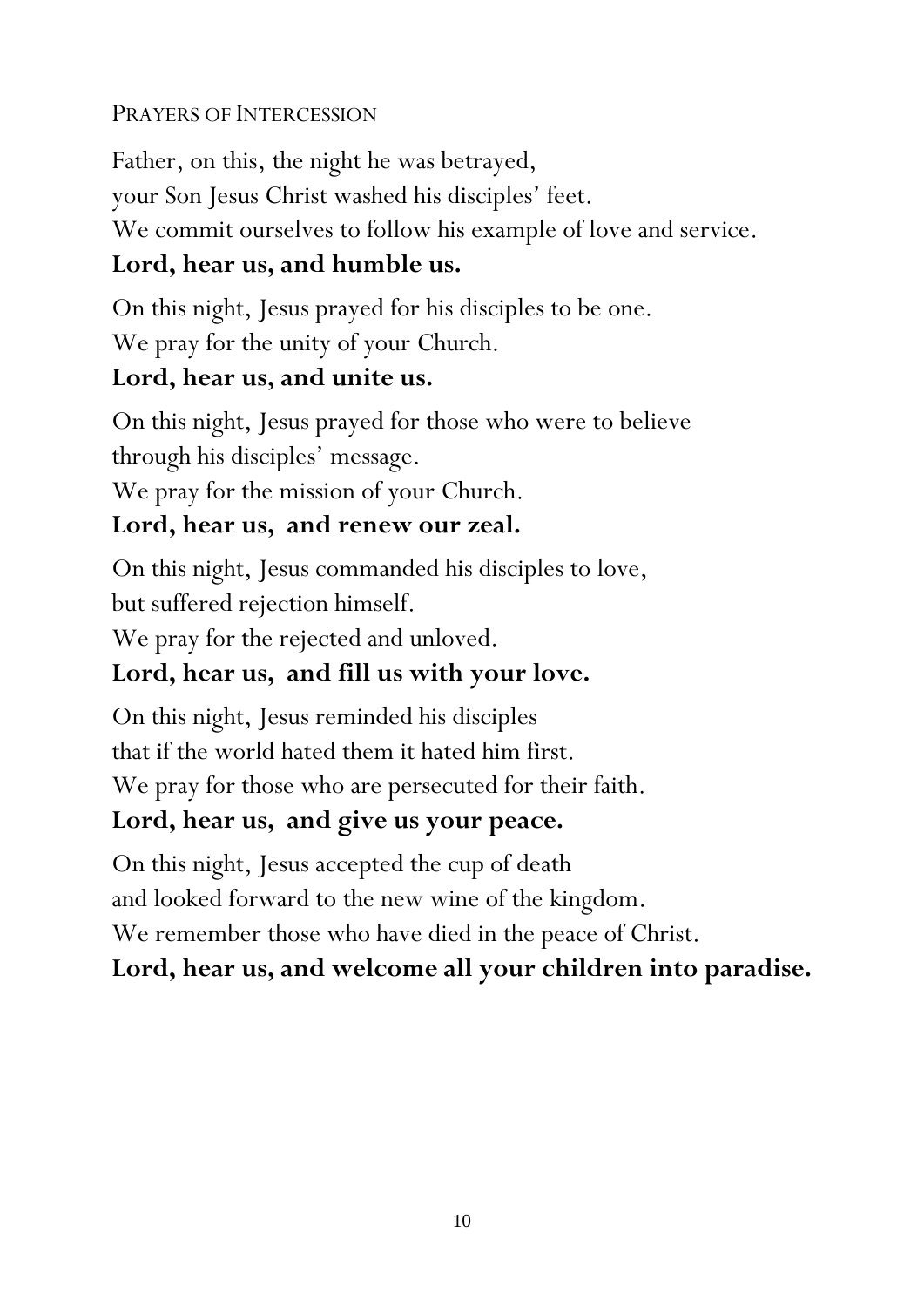## PRAYERS OF INTERCESSION

Father, on this, the night he was betrayed,
your Son Jesus Christ washed his disciples' feet.
We commit ourselves to follow his example of love and service.
**Lord, hear us, and humble us.**

On this night, Jesus prayed for his disciples to be one.
We pray for the unity of your Church.
**Lord, hear us, and unite us.**

On this night, Jesus prayed for those who were to believe
through his disciples' message.
We pray for the mission of your Church.
**Lord, hear us, and renew our zeal.**

On this night, Jesus commanded his disciples to love,
but suffered rejection himself.
We pray for the rejected and unloved.
**Lord, hear us, and fill us with your love.**

On this night, Jesus reminded his disciples
that if the world hated them it hated him first.
We pray for those who are persecuted for their faith.
**Lord, hear us, and give us your peace.**

On this night, Jesus accepted the cup of death
and looked forward to the new wine of the kingdom.
We remember those who have died in the peace of Christ.
**Lord, hear us, and welcome all your children into paradise.**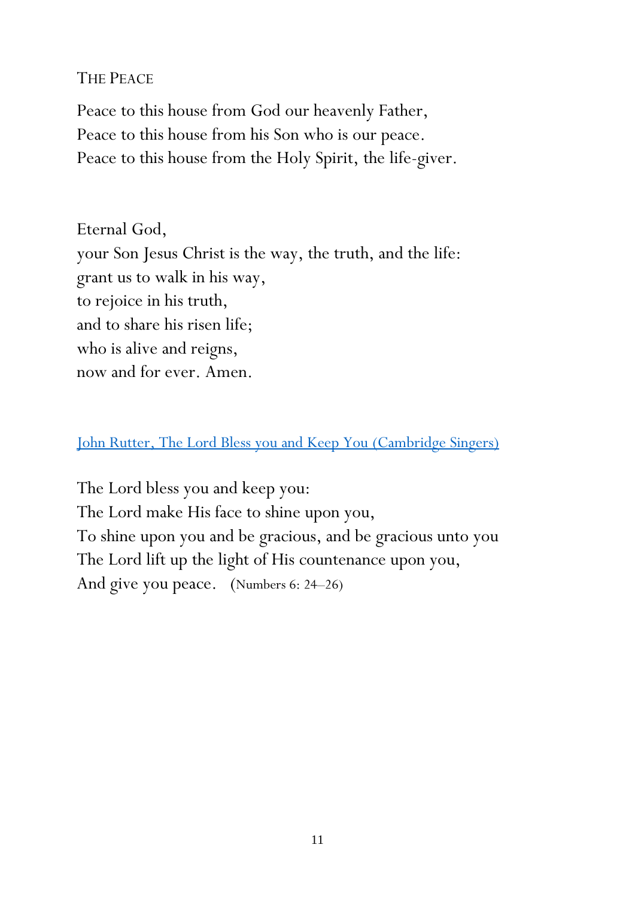## The Peace

Peace to this house from God our heavenly Father,
Peace to this house from his Son who is our peace.
Peace to this house from the Holy Spirit, the life-giver.

Eternal God,
your Son Jesus Christ is the way, the truth, and the life:
grant us to walk in his way,
to rejoice in his truth,
and to share his risen life;
who is alive and reigns,
now and for ever. Amen.

John Rutter, The Lord Bless you and Keep You (Cambridge Singers)

The Lord bless you and keep you:
The Lord make His face to shine upon you,
To shine upon you and be gracious, and be gracious unto you
The Lord lift up the light of His countenance upon you,
And give you peace. (Numbers 6: 24–26)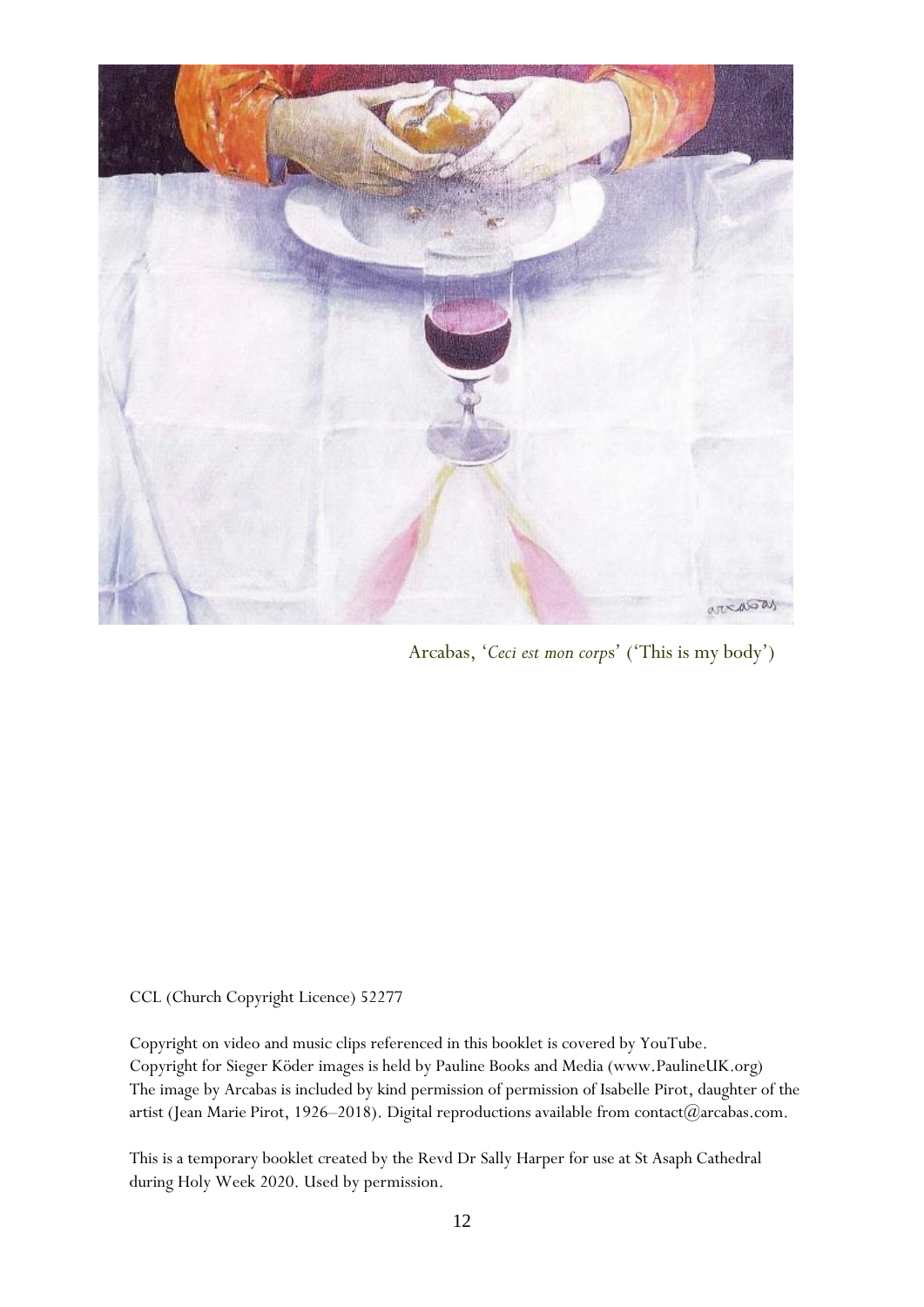Arcabas, '*Ceci est mon corps*' ('This is my body')

CCL (Church Copyright Licence) 52277

Copyright on video and music clips referenced in this booklet is covered by YouTube.
Copyright for Sieger Köder images is held by Pauline Books and Media (www.PaulineUK.org)
The image by Arcabas is included by kind permission of permission of Isabelle Pirot, daughter of the artist (Jean Marie Pirot, 1926–2018). Digital reproductions available from contact@arcabas.com.

This is a temporary booklet created by the Revd Dr Sally Harper for use at St Asaph Cathedral during Holy Week 2020. Used by permission.